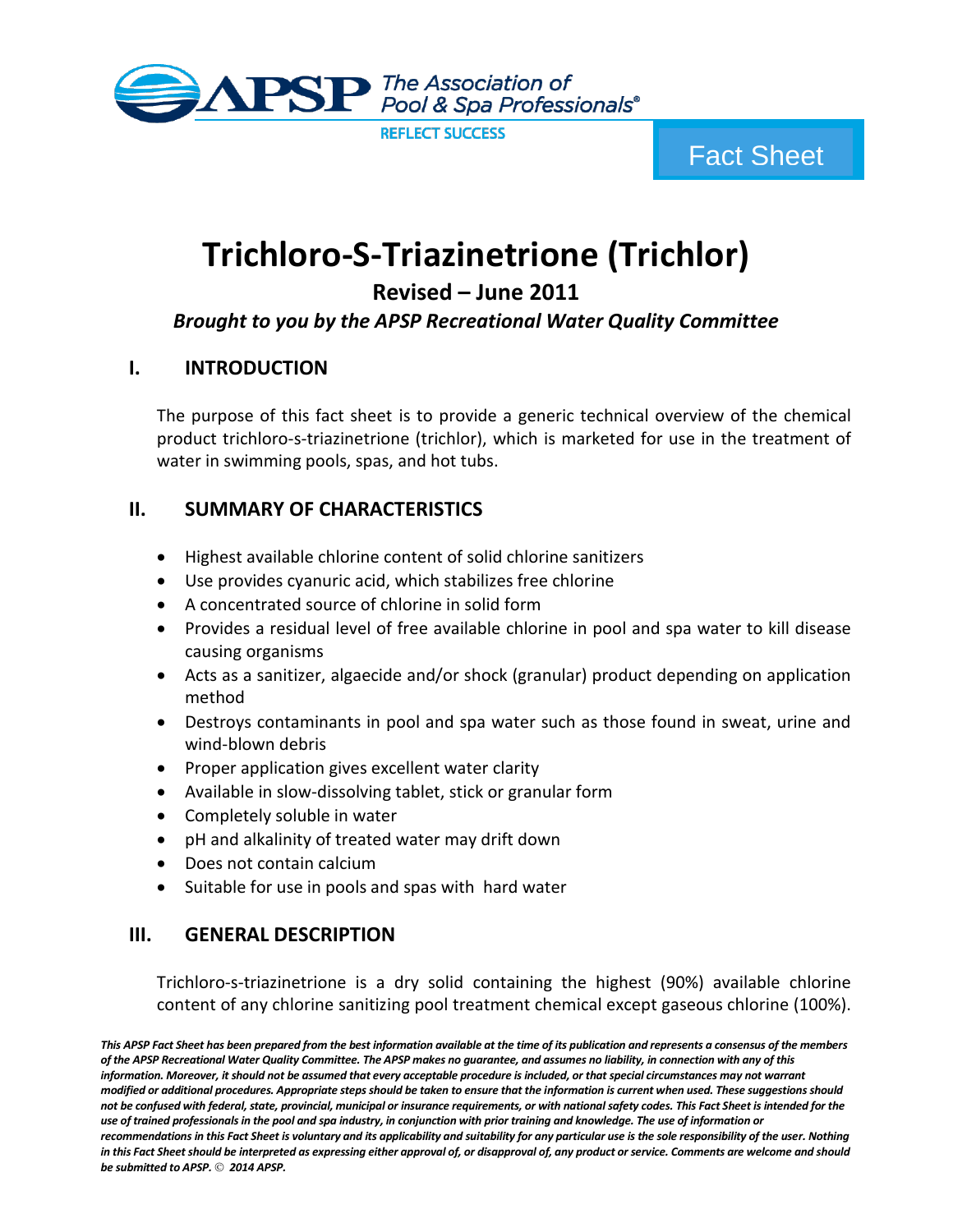APSP The Association of Pool & Spa Professionals®

REFLECT SUCCESS

Fact Sheet

# Trichloro-S-Triazinetrione (Trichlor)

## Revised – June 2011

***Brought to you by the APSP Recreational Water Quality Committee***

## I. INTRODUCTION

The purpose of this fact sheet is to provide a generic technical overview of the chemical product trichloro-s-triazinetrione (trichlor), which is marketed for use in the treatment of water in swimming pools, spas, and hot tubs.

## II. SUMMARY OF CHARACTERISTICS

- Highest available chlorine content of solid chlorine sanitizers
- Use provides cyanuric acid, which stabilizes free chlorine
- A concentrated source of chlorine in solid form
- Provides a residual level of free available chlorine in pool and spa water to kill disease causing organisms
- Acts as a sanitizer, algaecide and/or shock (granular) product depending on application method
- Destroys contaminants in pool and spa water such as those found in sweat, urine and wind-blown debris
- Proper application gives excellent water clarity
- Available in slow-dissolving tablet, stick or granular form
- Completely soluble in water
- pH and alkalinity of treated water may drift down
- Does not contain calcium
- Suitable for use in pools and spas with hard water

## III. GENERAL DESCRIPTION

Trichloro-s-triazinetrione is a dry solid containing the highest (90%) available chlorine content of any chlorine sanitizing pool treatment chemical except gaseous chlorine (100%).

***This APSP Fact Sheet has been prepared from the best information available at the time of its publication and represents a consensus of the members of the APSP Recreational Water Quality Committee. The APSP makes no guarantee, and assumes no liability, in connection with any of this information. Moreover, it should not be assumed that every acceptable procedure is included, or that special circumstances may not warrant modified or additional procedures. Appropriate steps should be taken to ensure that the information is current when used. These suggestions should not be confused with federal, state, provincial, municipal or insurance requirements, or with national safety codes. This Fact Sheet is intended for the use of trained professionals in the pool and spa industry, in conjunction with prior training and knowledge. The use of information or recommendations in this Fact Sheet is voluntary and its applicability and suitability for any particular use is the sole responsibility of the user. Nothing in this Fact Sheet should be interpreted as expressing either approval of, or disapproval of, any product or service. Comments are welcome and should be submitted to APSP. © 2014 APSP.***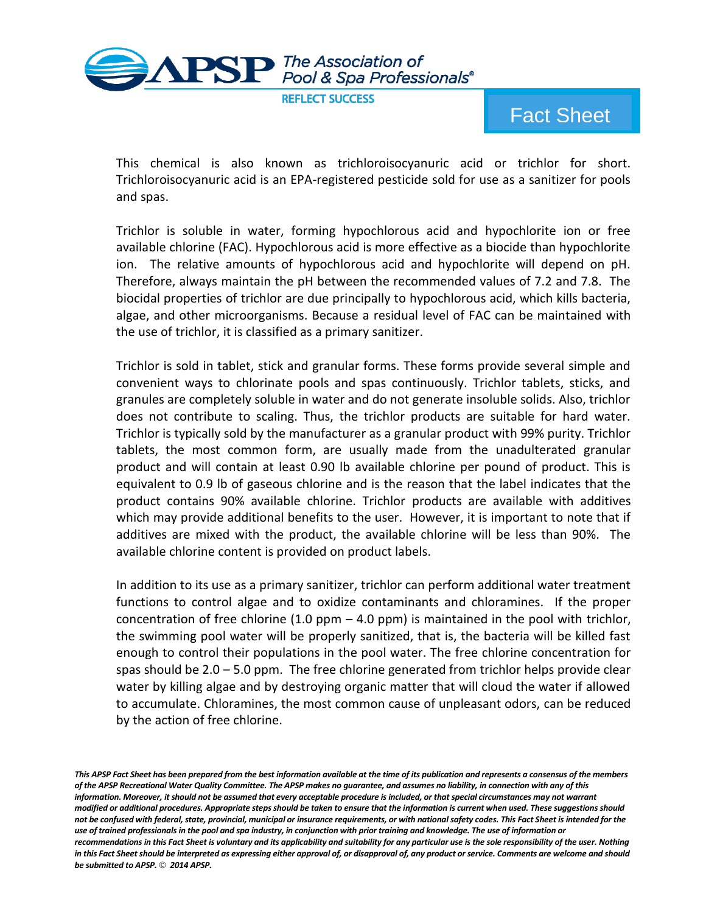This chemical is also known as trichloroisocyanuric acid or trichlor for short. Trichloroisocyanuric acid is an EPA-registered pesticide sold for use as a sanitizer for pools and spas.

Trichlor is soluble in water, forming hypochlorous acid and hypochlorite ion or free available chlorine (FAC). Hypochlorous acid is more effective as a biocide than hypochlorite ion. The relative amounts of hypochlorous acid and hypochlorite will depend on pH. Therefore, always maintain the pH between the recommended values of 7.2 and 7.8. The biocidal properties of trichlor are due principally to hypochlorous acid, which kills bacteria, algae, and other microorganisms. Because a residual level of FAC can be maintained with the use of trichlor, it is classified as a primary sanitizer.

Trichlor is sold in tablet, stick and granular forms. These forms provide several simple and convenient ways to chlorinate pools and spas continuously. Trichlor tablets, sticks, and granules are completely soluble in water and do not generate insoluble solids. Also, trichlor does not contribute to scaling. Thus, the trichlor products are suitable for hard water. Trichlor is typically sold by the manufacturer as a granular product with 99% purity. Trichlor tablets, the most common form, are usually made from the unadulterated granular product and will contain at least 0.90 lb available chlorine per pound of product. This is equivalent to 0.9 lb of gaseous chlorine and is the reason that the label indicates that the product contains 90% available chlorine. Trichlor products are available with additives which may provide additional benefits to the user. However, it is important to note that if additives are mixed with the product, the available chlorine will be less than 90%. The available chlorine content is provided on product labels.

In addition to its use as a primary sanitizer, trichlor can perform additional water treatment functions to control algae and to oxidize contaminants and chloramines. If the proper concentration of free chlorine (1.0 ppm – 4.0 ppm) is maintained in the pool with trichlor, the swimming pool water will be properly sanitized, that is, the bacteria will be killed fast enough to control their populations in the pool water. The free chlorine concentration for spas should be 2.0 – 5.0 ppm. The free chlorine generated from trichlor helps provide clear water by killing algae and by destroying organic matter that will cloud the water if allowed to accumulate. Chloramines, the most common cause of unpleasant odors, can be reduced by the action of free chlorine.

***This APSP Fact Sheet has been prepared from the best information available at the time of its publication and represents a consensus of the members of the APSP Recreational Water Quality Committee. The APSP makes no guarantee, and assumes no liability, in connection with any of this information. Moreover, it should not be assumed that every acceptable procedure is included, or that special circumstances may not warrant modified or additional procedures. Appropriate steps should be taken to ensure that the information is current when used. These suggestions should not be confused with federal, state, provincial, municipal or insurance requirements, or with national safety codes. This Fact Sheet is intended for the use of trained professionals in the pool and spa industry, in conjunction with prior training and knowledge. The use of information or recommendations in this Fact Sheet is voluntary and its applicability and suitability for any particular use is the sole responsibility of the user. Nothing in this Fact Sheet should be interpreted as expressing either approval of, or disapproval of, any product or service. Comments are welcome and should be submitted to APSP. © 2014 APSP.***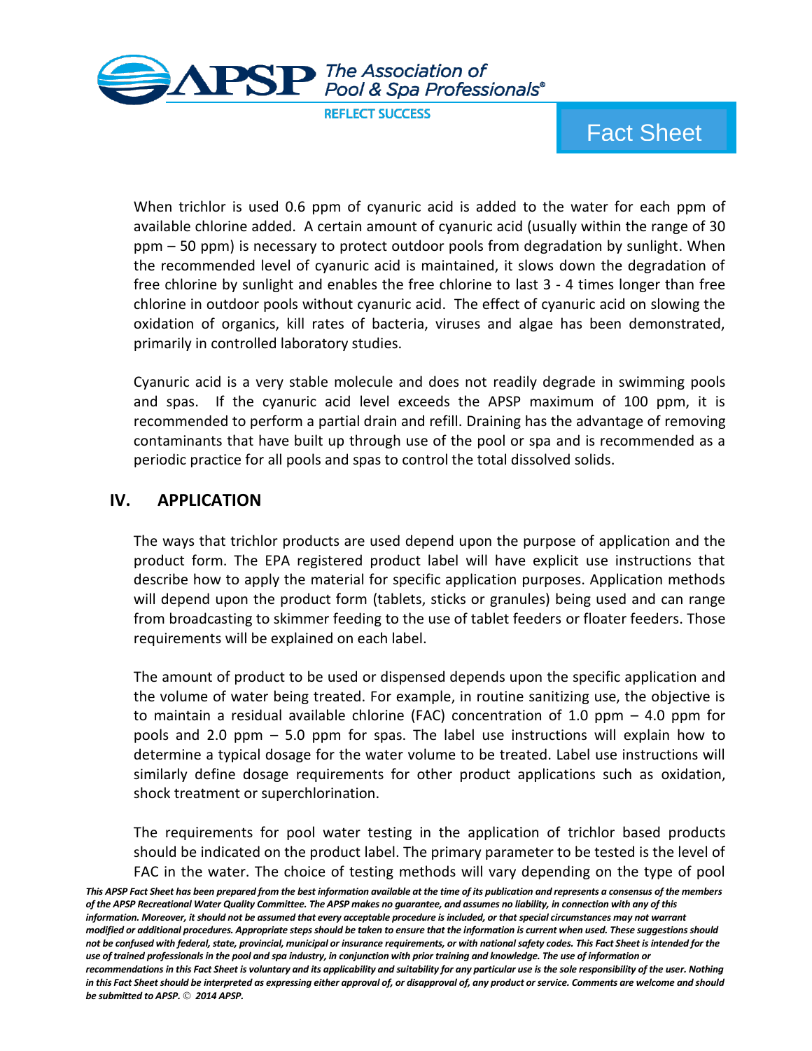When trichlor is used 0.6 ppm of cyanuric acid is added to the water for each ppm of available chlorine added. A certain amount of cyanuric acid (usually within the range of 30 ppm – 50 ppm) is necessary to protect outdoor pools from degradation by sunlight. When the recommended level of cyanuric acid is maintained, it slows down the degradation of free chlorine by sunlight and enables the free chlorine to last 3 - 4 times longer than free chlorine in outdoor pools without cyanuric acid. The effect of cyanuric acid on slowing the oxidation of organics, kill rates of bacteria, viruses and algae has been demonstrated, primarily in controlled laboratory studies.

Cyanuric acid is a very stable molecule and does not readily degrade in swimming pools and spas. If the cyanuric acid level exceeds the APSP maximum of 100 ppm, it is recommended to perform a partial drain and refill. Draining has the advantage of removing contaminants that have built up through use of the pool or spa and is recommended as a periodic practice for all pools and spas to control the total dissolved solids.

## IV. APPLICATION

The ways that trichlor products are used depend upon the purpose of application and the product form. The EPA registered product label will have explicit use instructions that describe how to apply the material for specific application purposes. Application methods will depend upon the product form (tablets, sticks or granules) being used and can range from broadcasting to skimmer feeding to the use of tablet feeders or floater feeders. Those requirements will be explained on each label.

The amount of product to be used or dispensed depends upon the specific application and the volume of water being treated. For example, in routine sanitizing use, the objective is to maintain a residual available chlorine (FAC) concentration of 1.0 ppm – 4.0 ppm for pools and 2.0 ppm – 5.0 ppm for spas. The label use instructions will explain how to determine a typical dosage for the water volume to be treated. Label use instructions will similarly define dosage requirements for other product applications such as oxidation, shock treatment or superchlorination.

The requirements for pool water testing in the application of trichlor based products should be indicated on the product label. The primary parameter to be tested is the level of FAC in the water. The choice of testing methods will vary depending on the type of pool

***This APSP Fact Sheet has been prepared from the best information available at the time of its publication and represents a consensus of the members of the APSP Recreational Water Quality Committee. The APSP makes no guarantee, and assumes no liability, in connection with any of this information. Moreover, it should not be assumed that every acceptable procedure is included, or that special circumstances may not warrant modified or additional procedures. Appropriate steps should be taken to ensure that the information is current when used. These suggestions should not be confused with federal, state, provincial, municipal or insurance requirements, or with national safety codes. This Fact Sheet is intended for the use of trained professionals in the pool and spa industry, in conjunction with prior training and knowledge. The use of information or recommendations in this Fact Sheet is voluntary and its applicability and suitability for any particular use is the sole responsibility of the user. Nothing in this Fact Sheet should be interpreted as expressing either approval of, or disapproval of, any product or service. Comments are welcome and should be submitted to APSP. © 2014 APSP.***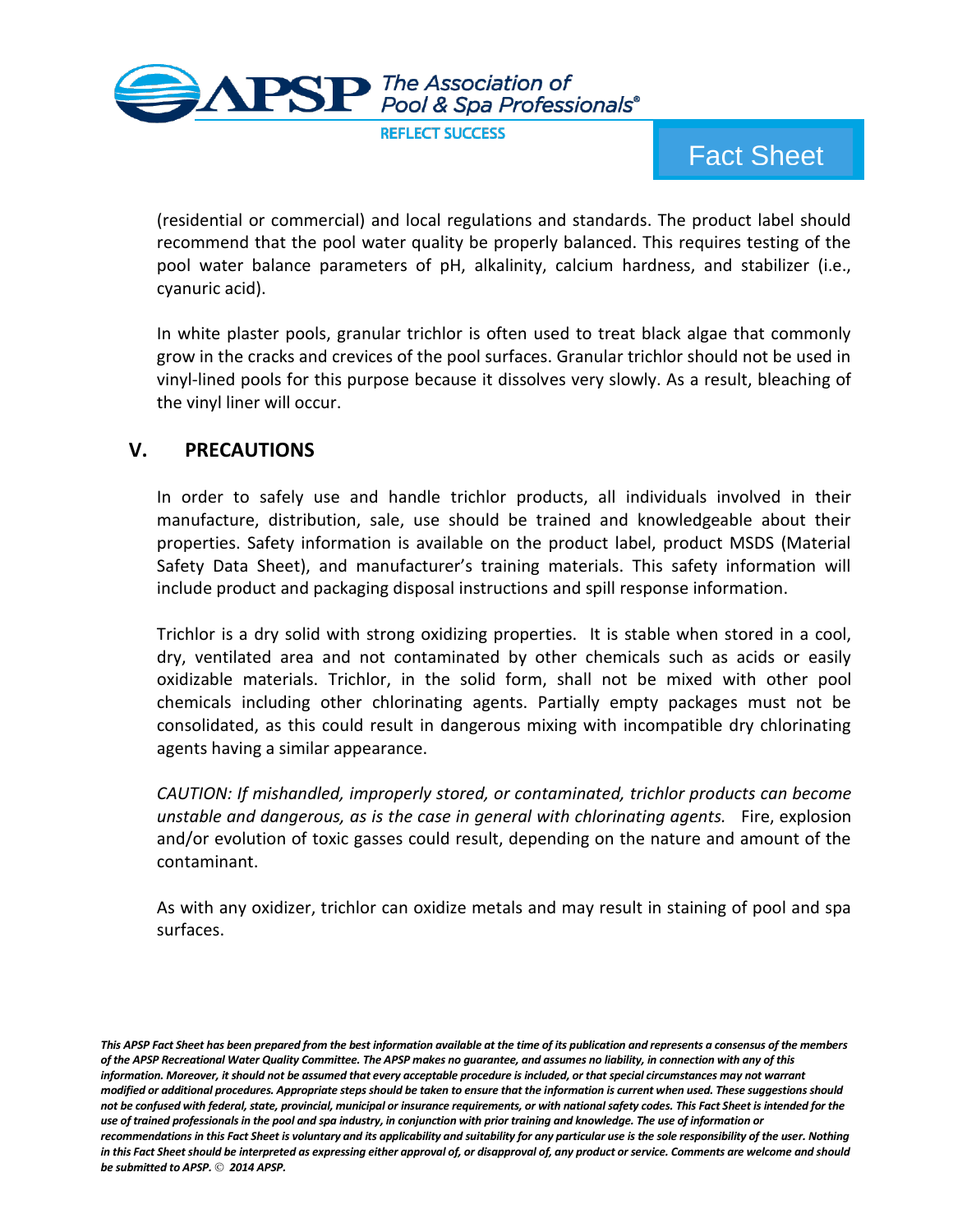(residential or commercial) and local regulations and standards. The product label should recommend that the pool water quality be properly balanced. This requires testing of the pool water balance parameters of pH, alkalinity, calcium hardness, and stabilizer (i.e., cyanuric acid).

In white plaster pools, granular trichlor is often used to treat black algae that commonly grow in the cracks and crevices of the pool surfaces. Granular trichlor should not be used in vinyl-lined pools for this purpose because it dissolves very slowly. As a result, bleaching of the vinyl liner will occur.

## V. PRECAUTIONS

In order to safely use and handle trichlor products, all individuals involved in their manufacture, distribution, sale, use should be trained and knowledgeable about their properties. Safety information is available on the product label, product MSDS (Material Safety Data Sheet), and manufacturer's training materials. This safety information will include product and packaging disposal instructions and spill response information.

Trichlor is a dry solid with strong oxidizing properties. It is stable when stored in a cool, dry, ventilated area and not contaminated by other chemicals such as acids or easily oxidizable materials. Trichlor, in the solid form, shall not be mixed with other pool chemicals including other chlorinating agents. Partially empty packages must not be consolidated, as this could result in dangerous mixing with incompatible dry chlorinating agents having a similar appearance.

*CAUTION: If mishandled, improperly stored, or contaminated, trichlor products can become unstable and dangerous, as is the case in general with chlorinating agents.* Fire, explosion and/or evolution of toxic gasses could result, depending on the nature and amount of the contaminant.

As with any oxidizer, trichlor can oxidize metals and may result in staining of pool and spa surfaces.

***This APSP Fact Sheet has been prepared from the best information available at the time of its publication and represents a consensus of the members of the APSP Recreational Water Quality Committee. The APSP makes no guarantee, and assumes no liability, in connection with any of this information. Moreover, it should not be assumed that every acceptable procedure is included, or that special circumstances may not warrant modified or additional procedures. Appropriate steps should be taken to ensure that the information is current when used. These suggestions should not be confused with federal, state, provincial, municipal or insurance requirements, or with national safety codes. This Fact Sheet is intended for the use of trained professionals in the pool and spa industry, in conjunction with prior training and knowledge. The use of information or recommendations in this Fact Sheet is voluntary and its applicability and suitability for any particular use is the sole responsibility of the user. Nothing in this Fact Sheet should be interpreted as expressing either approval of, or disapproval of, any product or service. Comments are welcome and should be submitted to APSP. © 2014 APSP.***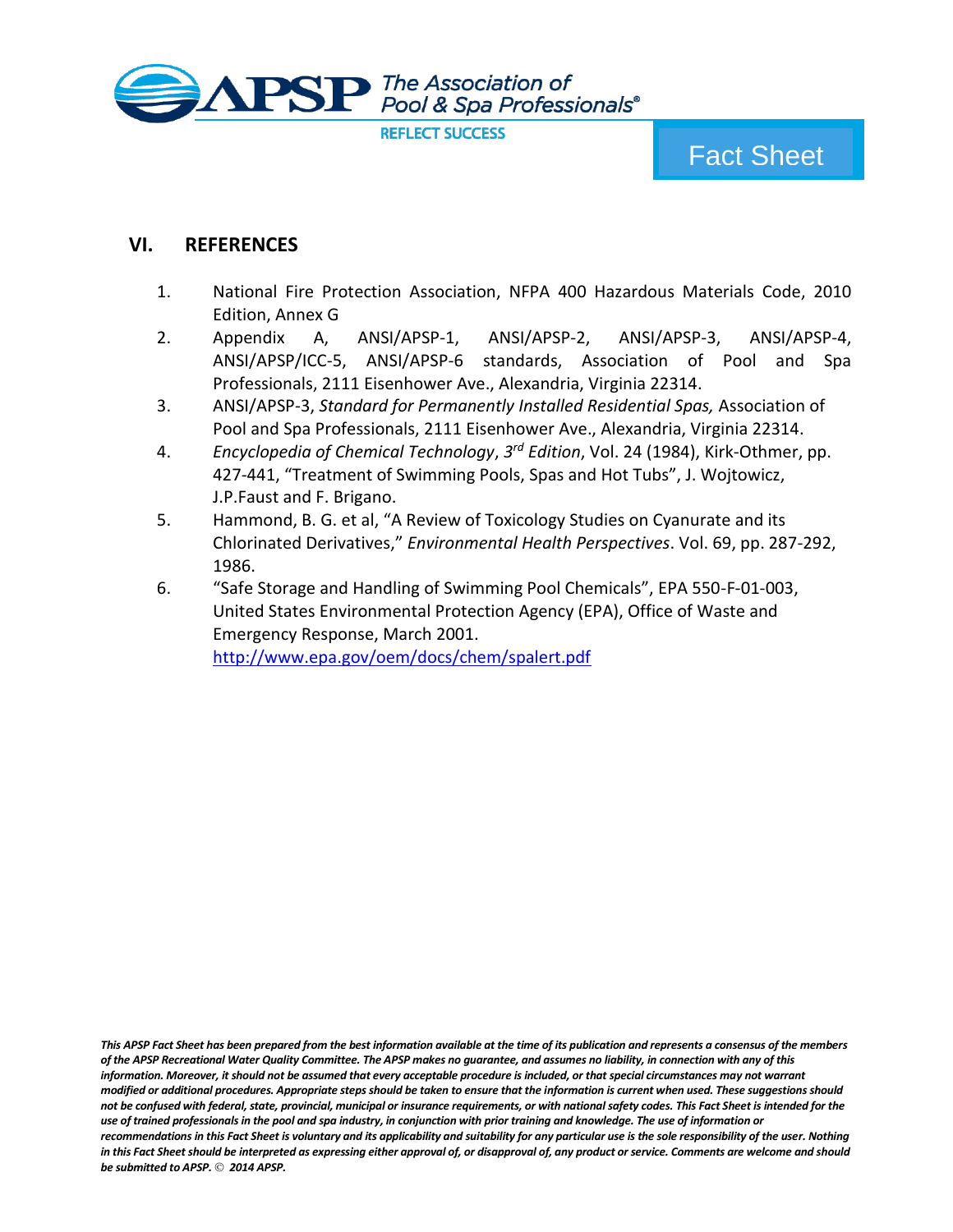## VI. REFERENCES

1. National Fire Protection Association, NFPA 400 Hazardous Materials Code, 2010 Edition, Annex G
2. Appendix A, ANSI/APSP-1, ANSI/APSP-2, ANSI/APSP-3, ANSI/APSP-4, ANSI/APSP/ICC-5, ANSI/APSP-6 standards, Association of Pool and Spa Professionals, 2111 Eisenhower Ave., Alexandria, Virginia 22314.
3. ANSI/APSP-3, *Standard for Permanently Installed Residential Spas,* Association of Pool and Spa Professionals, 2111 Eisenhower Ave., Alexandria, Virginia 22314.
4. *Encyclopedia of Chemical Technology*, *3rd Edition*, Vol. 24 (1984), Kirk-Othmer, pp. 427-441, "Treatment of Swimming Pools, Spas and Hot Tubs", J. Wojtowicz, J.P.Faust and F. Brigano.
5. Hammond, B. G. et al, "A Review of Toxicology Studies on Cyanurate and its Chlorinated Derivatives," *Environmental Health Perspectives*. Vol. 69, pp. 287-292, 1986.
6. "Safe Storage and Handling of Swimming Pool Chemicals", EPA 550-F-01-003, United States Environmental Protection Agency (EPA), Office of Waste and Emergency Response, March 2001. http://www.epa.gov/oem/docs/chem/spalert.pdf

***This APSP Fact Sheet has been prepared from the best information available at the time of its publication and represents a consensus of the members of the APSP Recreational Water Quality Committee. The APSP makes no guarantee, and assumes no liability, in connection with any of this information. Moreover, it should not be assumed that every acceptable procedure is included, or that special circumstances may not warrant modified or additional procedures. Appropriate steps should be taken to ensure that the information is current when used. These suggestions should not be confused with federal, state, provincial, municipal or insurance requirements, or with national safety codes. This Fact Sheet is intended for the use of trained professionals in the pool and spa industry, in conjunction with prior training and knowledge. The use of information or recommendations in this Fact Sheet is voluntary and its applicability and suitability for any particular use is the sole responsibility of the user. Nothing in this Fact Sheet should be interpreted as expressing either approval of, or disapproval of, any product or service. Comments are welcome and should be submitted to APSP. © 2014 APSP.***